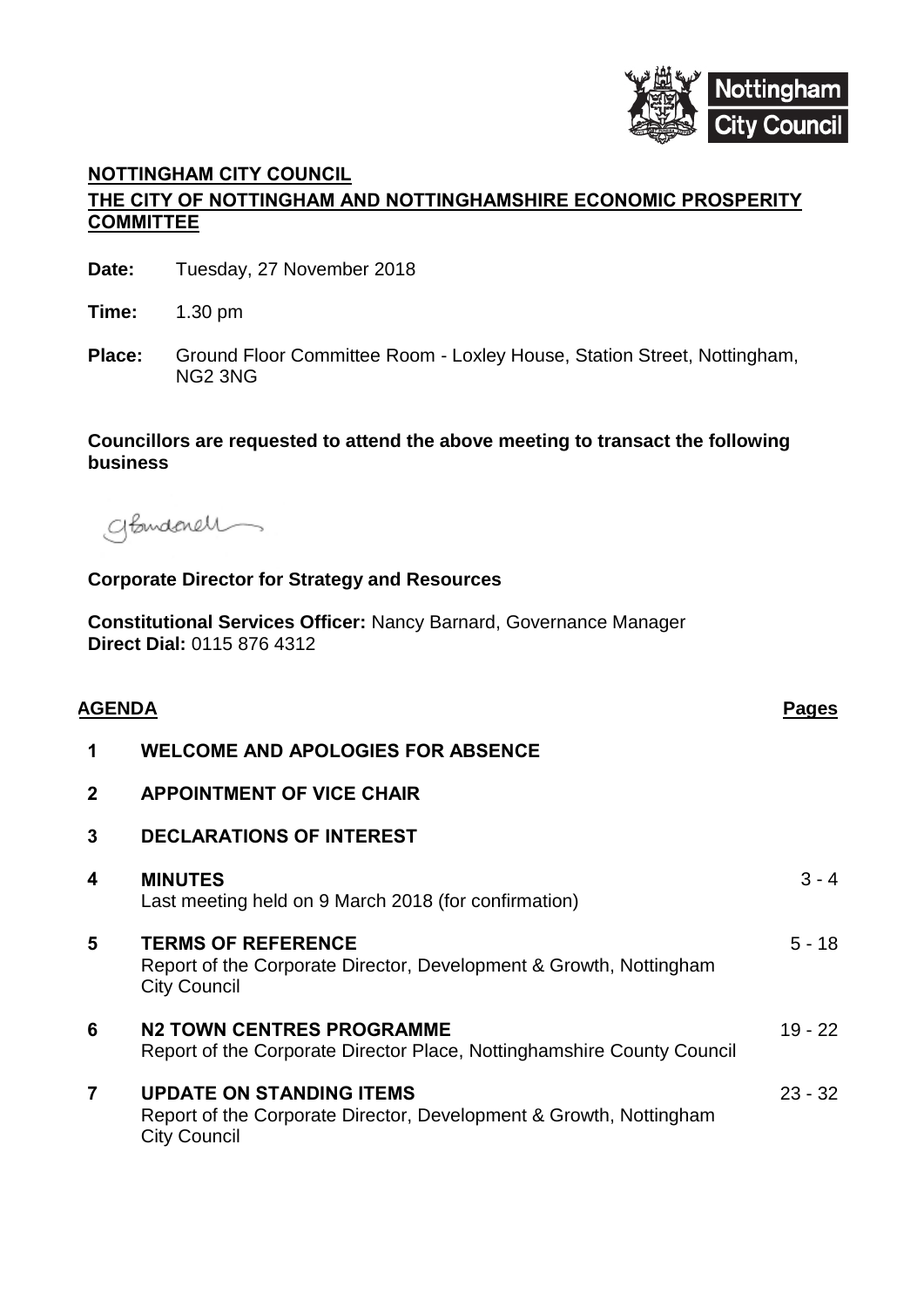**NOTTINGHAM CITY COUNCIL**

**THE CITY OF NOTTINGHAM AND NOTTINGHAMSHIRE ECONOMIC PROSPERITY COMMITTEE**

**Date:** Tuesday, 27 November 2018

**Time:** 1.30 pm

**Place:** Ground Floor Committee Room - Loxley House, Station Street, Nottingham, NG2 3NG

**Councillors are requested to attend the above meeting to transact the following business**

**Corporate Director for Strategy and Resources**

**Constitutional Services Officer:** Nancy Barnard, Governance Manager
**Direct Dial:** 0115 876 4312

| **AGENDA** | | **Pages** |
|---|---|---|
| **1** | **WELCOME AND APOLOGIES FOR ABSENCE** | |
| **2** | **APPOINTMENT OF VICE CHAIR** | |
| **3** | **DECLARATIONS OF INTEREST** | |
| **4** | **MINUTES**<br>Last meeting held on 9 March 2018 (for confirmation) | 3 - 4 |
| **5** | **TERMS OF REFERENCE**<br>Report of the Corporate Director, Development & Growth, Nottingham City Council | 5 - 18 |
| **6** | **N2 TOWN CENTRES PROGRAMME**<br>Report of the Corporate Director Place, Nottinghamshire County Council | 19 - 22 |
| **7** | **UPDATE ON STANDING ITEMS**<br>Report of the Corporate Director, Development & Growth, Nottingham City Council | 23 - 32 |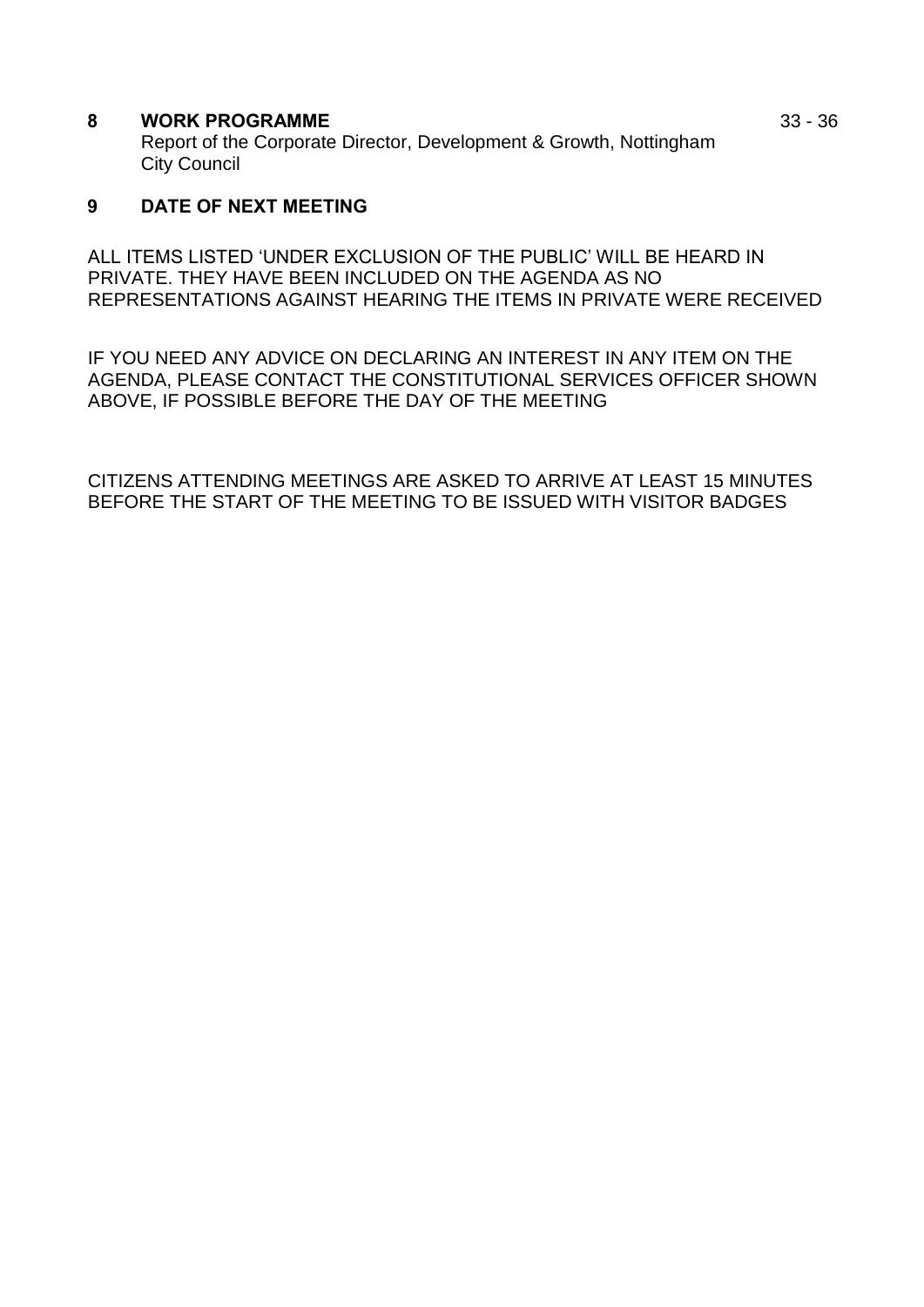**8 WORK PROGRAMME** 33 - 36

Report of the Corporate Director, Development & Growth, Nottingham City Council

**9 DATE OF NEXT MEETING**

ALL ITEMS LISTED 'UNDER EXCLUSION OF THE PUBLIC' WILL BE HEARD IN PRIVATE. THEY HAVE BEEN INCLUDED ON THE AGENDA AS NO REPRESENTATIONS AGAINST HEARING THE ITEMS IN PRIVATE WERE RECEIVED

IF YOU NEED ANY ADVICE ON DECLARING AN INTEREST IN ANY ITEM ON THE AGENDA, PLEASE CONTACT THE CONSTITUTIONAL SERVICES OFFICER SHOWN ABOVE, IF POSSIBLE BEFORE THE DAY OF THE MEETING

CITIZENS ATTENDING MEETINGS ARE ASKED TO ARRIVE AT LEAST 15 MINUTES BEFORE THE START OF THE MEETING TO BE ISSUED WITH VISITOR BADGES